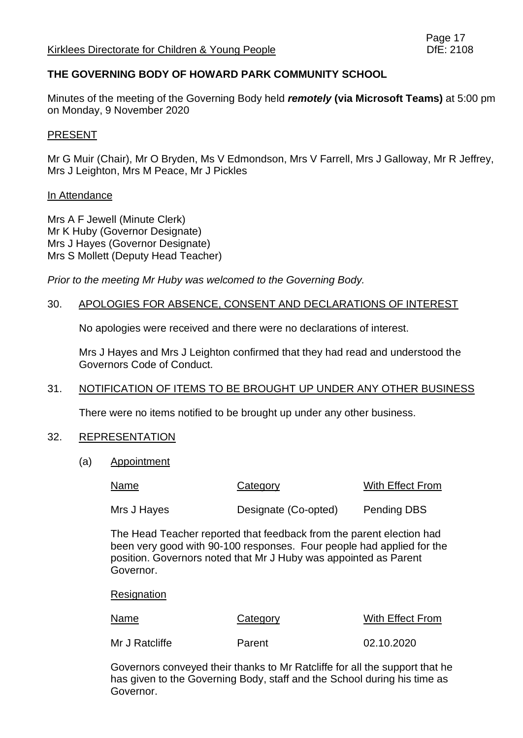# THE GOVERNING BODY OF HOWARD PARK COMMUNITY SCHOOL

Minutes of the meeting of the Governing Body held ***remotely* (via Microsoft Teams)** at 5:00 pm on Monday, 9 November 2020

## PRESENT

Mr G Muir (Chair), Mr O Bryden, Ms V Edmondson, Mrs V Farrell, Mrs J Galloway, Mr R Jeffrey, Mrs J Leighton, Mrs M Peace, Mr J Pickles

### In Attendance

Mrs A F Jewell (Minute Clerk)
Mr K Huby (Governor Designate)
Mrs J Hayes (Governor Designate)
Mrs S Mollett (Deputy Head Teacher)

*Prior to the meeting Mr Huby was welcomed to the Governing Body.*

## 30. APOLOGIES FOR ABSENCE, CONSENT AND DECLARATIONS OF INTEREST

No apologies were received and there were no declarations of interest.

Mrs J Hayes and Mrs J Leighton confirmed that they had read and understood the Governors Code of Conduct.

## 31. NOTIFICATION OF ITEMS TO BE BROUGHT UP UNDER ANY OTHER BUSINESS

There were no items notified to be brought up under any other business.

## 32. REPRESENTATION

(a) Appointment

| Name | Category | With Effect From |
| --- | --- | --- |
| Mrs J Hayes | Designate (Co-opted) | Pending DBS |

The Head Teacher reported that feedback from the parent election had been very good with 90-100 responses. Four people had applied for the position. Governors noted that Mr J Huby was appointed as Parent Governor.

Resignation

| Name | Category | With Effect From |
| --- | --- | --- |
| Mr J Ratcliffe | Parent | 02.10.2020 |

Governors conveyed their thanks to Mr Ratcliffe for all the support that he has given to the Governing Body, staff and the School during his time as Governor.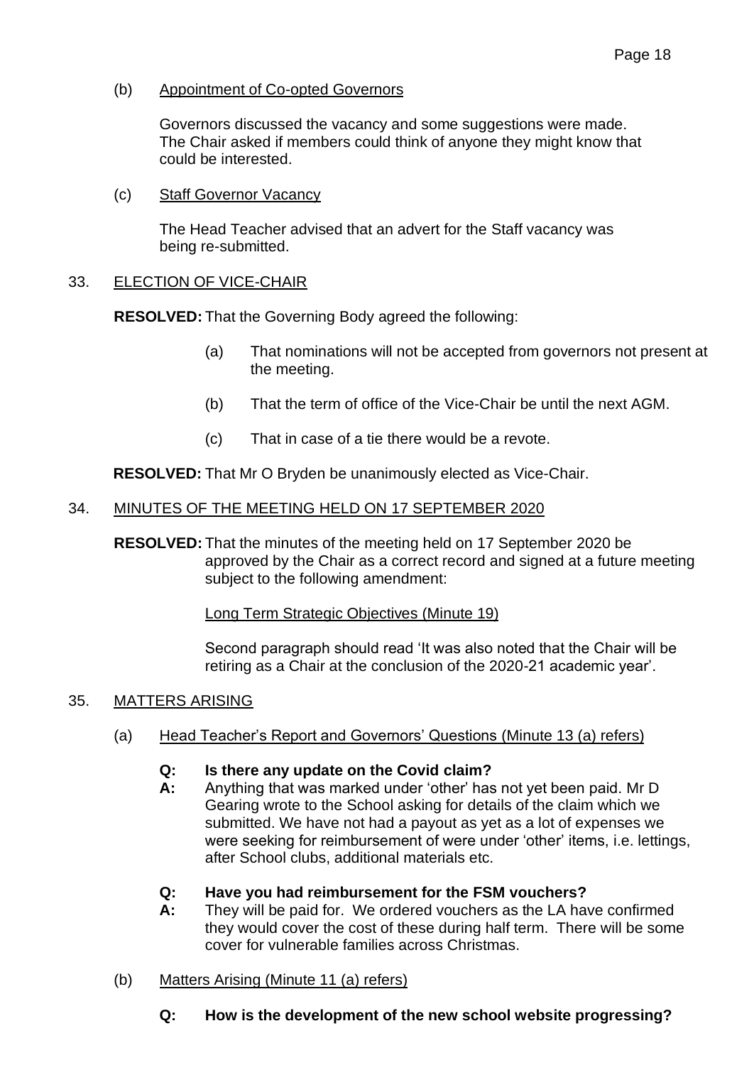(b) Appointment of Co-opted Governors

Governors discussed the vacancy and some suggestions were made. The Chair asked if members could think of anyone they might know that could be interested.

(c) Staff Governor Vacancy

The Head Teacher advised that an advert for the Staff vacancy was being re-submitted.

## 33. ELECTION OF VICE-CHAIR

**RESOLVED:** That the Governing Body agreed the following:

(a) That nominations will not be accepted from governors not present at the meeting.

(b) That the term of office of the Vice-Chair be until the next AGM.

(c) That in case of a tie there would be a revote.

**RESOLVED:** That Mr O Bryden be unanimously elected as Vice-Chair.

## 34. MINUTES OF THE MEETING HELD ON 17 SEPTEMBER 2020

**RESOLVED:** That the minutes of the meeting held on 17 September 2020 be approved by the Chair as a correct record and signed at a future meeting subject to the following amendment:

Long Term Strategic Objectives (Minute 19)

Second paragraph should read 'It was also noted that the Chair will be retiring as a Chair at the conclusion of the 2020-21 academic year'.

## 35. MATTERS ARISING

(a) Head Teacher's Report and Governors' Questions (Minute 13 (a) refers)

**Q: Is there any update on the Covid claim?**

**A:** Anything that was marked under 'other' has not yet been paid. Mr D Gearing wrote to the School asking for details of the claim which we submitted. We have not had a payout as yet as a lot of expenses we were seeking for reimbursement of were under 'other' items, i.e. lettings, after School clubs, additional materials etc.

**Q: Have you had reimbursement for the FSM vouchers?**

**A:** They will be paid for. We ordered vouchers as the LA have confirmed they would cover the cost of these during half term. There will be some cover for vulnerable families across Christmas.

(b) Matters Arising (Minute 11 (a) refers)

**Q: How is the development of the new school website progressing?**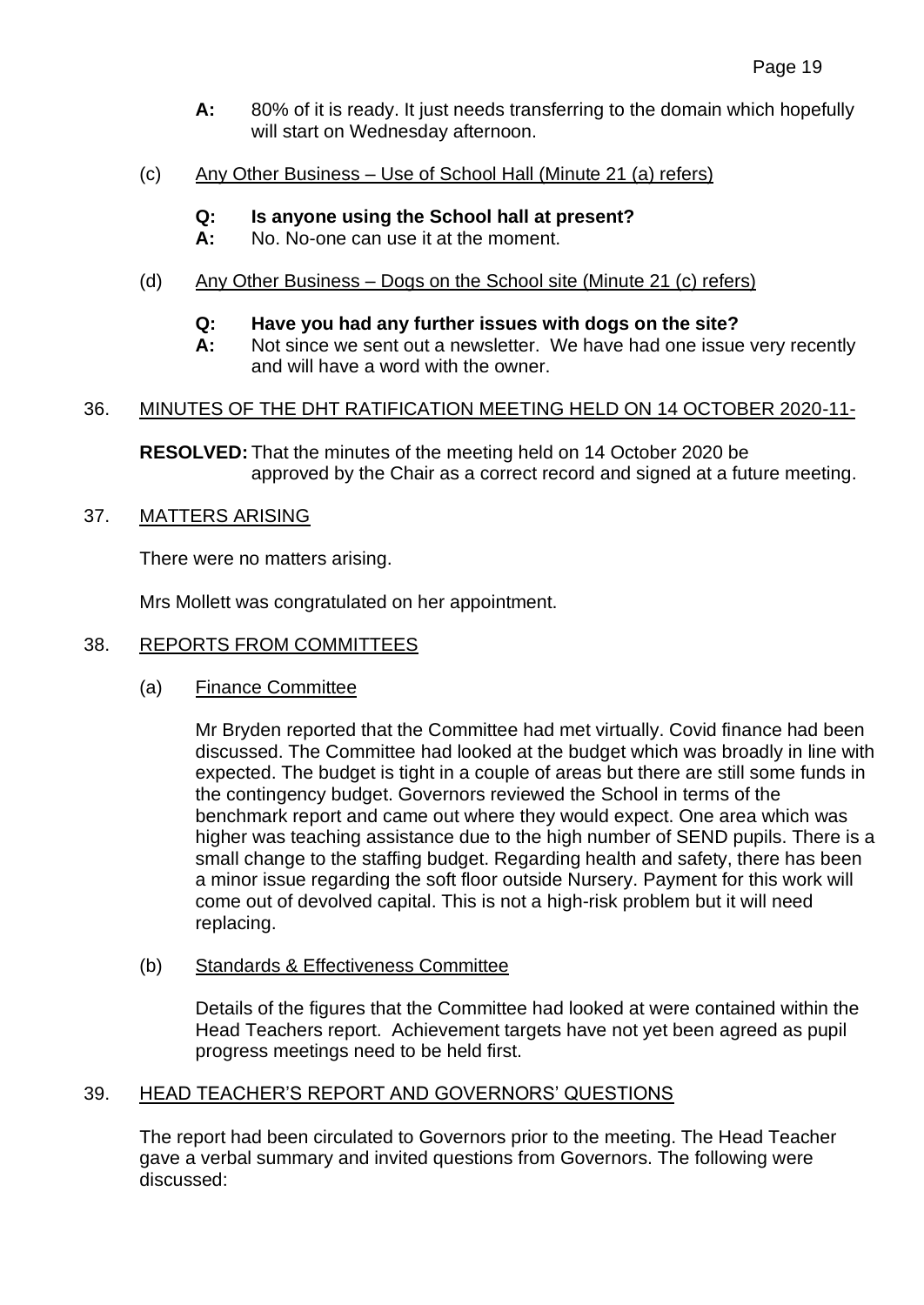**A:** 80% of it is ready. It just needs transferring to the domain which hopefully will start on Wednesday afternoon.

(c) Any Other Business – Use of School Hall (Minute 21 (a) refers)

**Q: Is anyone using the School hall at present?**
**A:** No. No-one can use it at the moment.

(d) Any Other Business – Dogs on the School site (Minute 21 (c) refers)

**Q: Have you had any further issues with dogs on the site?**
**A:** Not since we sent out a newsletter. We have had one issue very recently and will have a word with the owner.

36. MINUTES OF THE DHT RATIFICATION MEETING HELD ON 14 OCTOBER 2020-11-

**RESOLVED:** That the minutes of the meeting held on 14 October 2020 be approved by the Chair as a correct record and signed at a future meeting.

37. MATTERS ARISING

There were no matters arising.

Mrs Mollett was congratulated on her appointment.

38. REPORTS FROM COMMITTEES

(a) Finance Committee

Mr Bryden reported that the Committee had met virtually. Covid finance had been discussed. The Committee had looked at the budget which was broadly in line with expected. The budget is tight in a couple of areas but there are still some funds in the contingency budget. Governors reviewed the School in terms of the benchmark report and came out where they would expect. One area which was higher was teaching assistance due to the high number of SEND pupils. There is a small change to the staffing budget. Regarding health and safety, there has been a minor issue regarding the soft floor outside Nursery. Payment for this work will come out of devolved capital. This is not a high-risk problem but it will need replacing.

(b) Standards & Effectiveness Committee

Details of the figures that the Committee had looked at were contained within the Head Teachers report. Achievement targets have not yet been agreed as pupil progress meetings need to be held first.

39. HEAD TEACHER'S REPORT AND GOVERNORS' QUESTIONS

The report had been circulated to Governors prior to the meeting. The Head Teacher gave a verbal summary and invited questions from Governors. The following were discussed: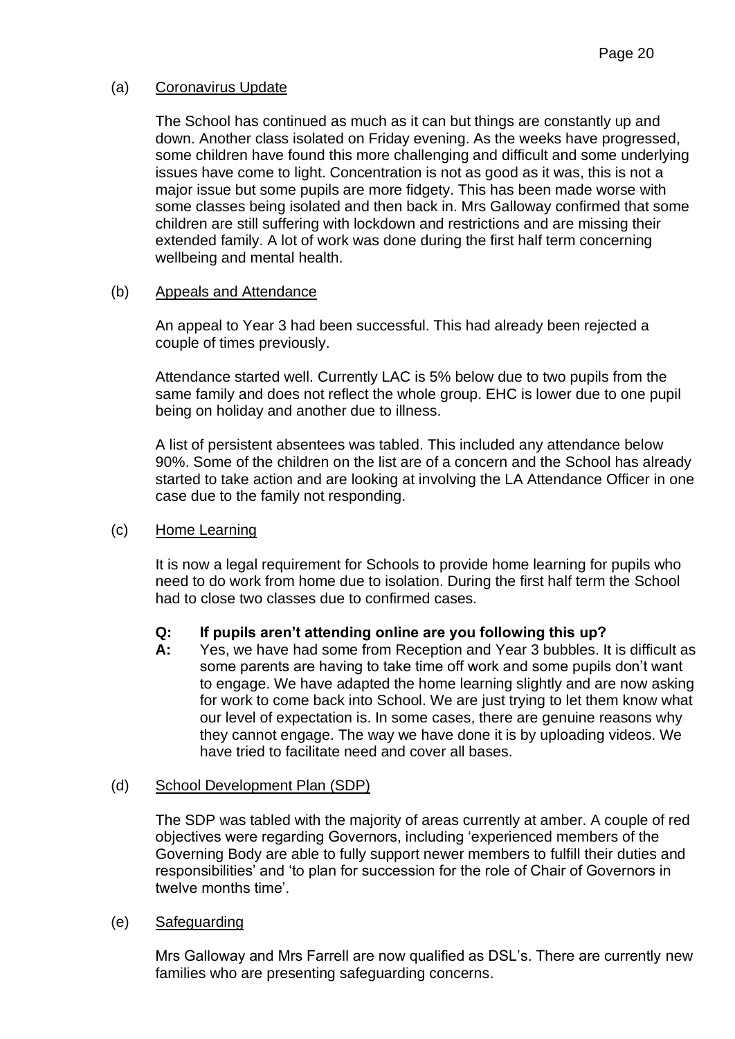(a) Coronavirus Update

The School has continued as much as it can but things are constantly up and down. Another class isolated on Friday evening. As the weeks have progressed, some children have found this more challenging and difficult and some underlying issues have come to light. Concentration is not as good as it was, this is not a major issue but some pupils are more fidgety. This has been made worse with some classes being isolated and then back in. Mrs Galloway confirmed that some children are still suffering with lockdown and restrictions and are missing their extended family. A lot of work was done during the first half term concerning wellbeing and mental health.

(b) Appeals and Attendance

An appeal to Year 3 had been successful. This had already been rejected a couple of times previously.

Attendance started well. Currently LAC is 5% below due to two pupils from the same family and does not reflect the whole group. EHC is lower due to one pupil being on holiday and another due to illness.

A list of persistent absentees was tabled. This included any attendance below 90%. Some of the children on the list are of a concern and the School has already started to take action and are looking at involving the LA Attendance Officer in one case due to the family not responding.

(c) Home Learning

It is now a legal requirement for Schools to provide home learning for pupils who need to do work from home due to isolation. During the first half term the School had to close two classes due to confirmed cases.

**Q: If pupils aren't attending online are you following this up?**

**A:** Yes, we have had some from Reception and Year 3 bubbles. It is difficult as some parents are having to take time off work and some pupils don't want to engage. We have adapted the home learning slightly and are now asking for work to come back into School. We are just trying to let them know what our level of expectation is. In some cases, there are genuine reasons why they cannot engage. The way we have done it is by uploading videos. We have tried to facilitate need and cover all bases.

(d) School Development Plan (SDP)

The SDP was tabled with the majority of areas currently at amber. A couple of red objectives were regarding Governors, including 'experienced members of the Governing Body are able to fully support newer members to fulfill their duties and responsibilities' and 'to plan for succession for the role of Chair of Governors in twelve months time'.

(e) Safeguarding

Mrs Galloway and Mrs Farrell are now qualified as DSL's. There are currently new families who are presenting safeguarding concerns.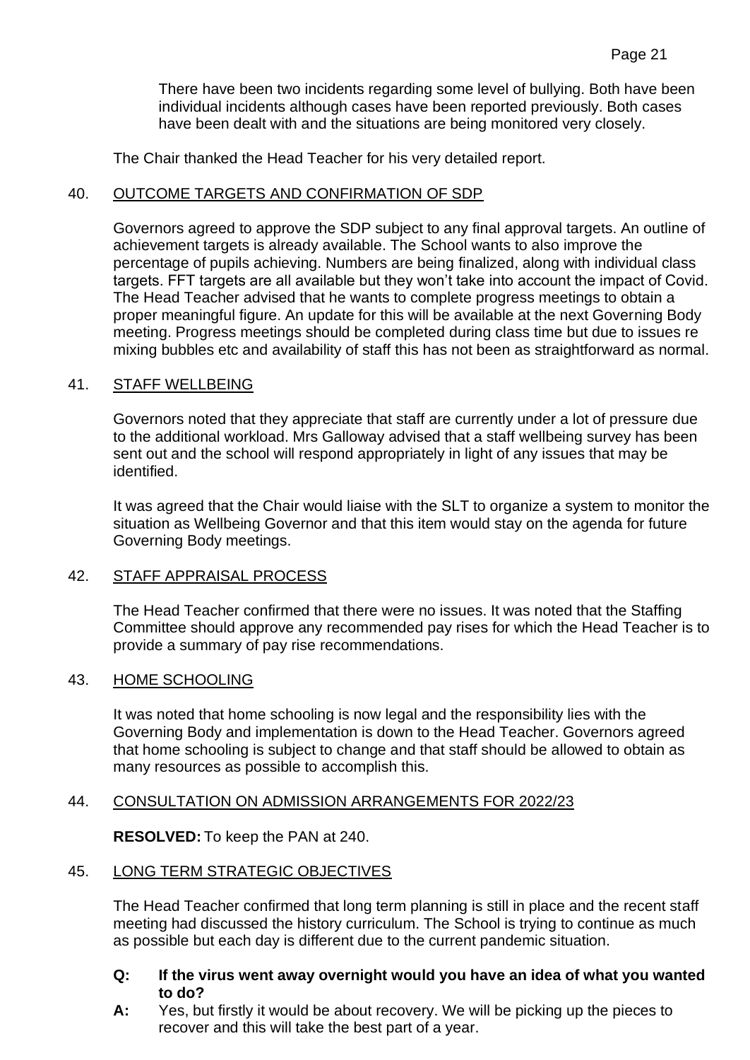There have been two incidents regarding some level of bullying. Both have been individual incidents although cases have been reported previously. Both cases have been dealt with and the situations are being monitored very closely.

The Chair thanked the Head Teacher for his very detailed report.

## 40. OUTCOME TARGETS AND CONFIRMATION OF SDP

Governors agreed to approve the SDP subject to any final approval targets. An outline of achievement targets is already available. The School wants to also improve the percentage of pupils achieving. Numbers are being finalized, along with individual class targets. FFT targets are all available but they won't take into account the impact of Covid. The Head Teacher advised that he wants to complete progress meetings to obtain a proper meaningful figure. An update for this will be available at the next Governing Body meeting. Progress meetings should be completed during class time but due to issues re mixing bubbles etc and availability of staff this has not been as straightforward as normal.

## 41. STAFF WELLBEING

Governors noted that they appreciate that staff are currently under a lot of pressure due to the additional workload. Mrs Galloway advised that a staff wellbeing survey has been sent out and the school will respond appropriately in light of any issues that may be identified.

It was agreed that the Chair would liaise with the SLT to organize a system to monitor the situation as Wellbeing Governor and that this item would stay on the agenda for future Governing Body meetings.

## 42. STAFF APPRAISAL PROCESS

The Head Teacher confirmed that there were no issues. It was noted that the Staffing Committee should approve any recommended pay rises for which the Head Teacher is to provide a summary of pay rise recommendations.

## 43. HOME SCHOOLING

It was noted that home schooling is now legal and the responsibility lies with the Governing Body and implementation is down to the Head Teacher. Governors agreed that home schooling is subject to change and that staff should be allowed to obtain as many resources as possible to accomplish this.

## 44. CONSULTATION ON ADMISSION ARRANGEMENTS FOR 2022/23

**RESOLVED:** To keep the PAN at 240.

## 45. LONG TERM STRATEGIC OBJECTIVES

The Head Teacher confirmed that long term planning is still in place and the recent staff meeting had discussed the history curriculum. The School is trying to continue as much as possible but each day is different due to the current pandemic situation.

**Q: If the virus went away overnight would you have an idea of what you wanted to do?**

**A:** Yes, but firstly it would be about recovery. We will be picking up the pieces to recover and this will take the best part of a year.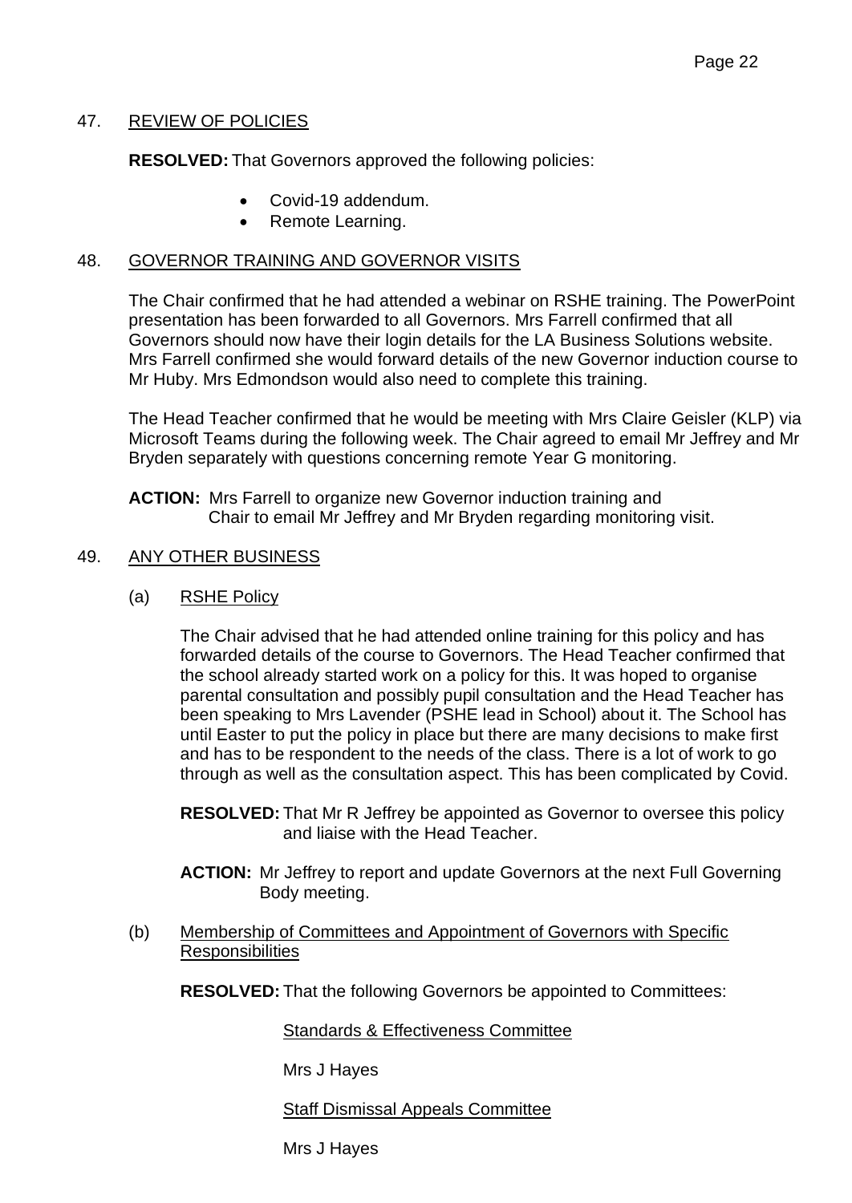## 47. REVIEW OF POLICIES

**RESOLVED:** That Governors approved the following policies:

- Covid-19 addendum.
- Remote Learning.

## 48. GOVERNOR TRAINING AND GOVERNOR VISITS

The Chair confirmed that he had attended a webinar on RSHE training. The PowerPoint presentation has been forwarded to all Governors. Mrs Farrell confirmed that all Governors should now have their login details for the LA Business Solutions website. Mrs Farrell confirmed she would forward details of the new Governor induction course to Mr Huby. Mrs Edmondson would also need to complete this training.

The Head Teacher confirmed that he would be meeting with Mrs Claire Geisler (KLP) via Microsoft Teams during the following week. The Chair agreed to email Mr Jeffrey and Mr Bryden separately with questions concerning remote Year G monitoring.

**ACTION:** Mrs Farrell to organize new Governor induction training and Chair to email Mr Jeffrey and Mr Bryden regarding monitoring visit.

## 49. ANY OTHER BUSINESS

### (a) RSHE Policy

The Chair advised that he had attended online training for this policy and has forwarded details of the course to Governors. The Head Teacher confirmed that the school already started work on a policy for this. It was hoped to organise parental consultation and possibly pupil consultation and the Head Teacher has been speaking to Mrs Lavender (PSHE lead in School) about it. The School has until Easter to put the policy in place but there are many decisions to make first and has to be respondent to the needs of the class. There is a lot of work to go through as well as the consultation aspect. This has been complicated by Covid.

**RESOLVED:** That Mr R Jeffrey be appointed as Governor to oversee this policy and liaise with the Head Teacher.

**ACTION:** Mr Jeffrey to report and update Governors at the next Full Governing Body meeting.

### (b) Membership of Committees and Appointment of Governors with Specific Responsibilities

**RESOLVED:** That the following Governors be appointed to Committees:

Standards & Effectiveness Committee

Mrs J Hayes

Staff Dismissal Appeals Committee

Mrs J Hayes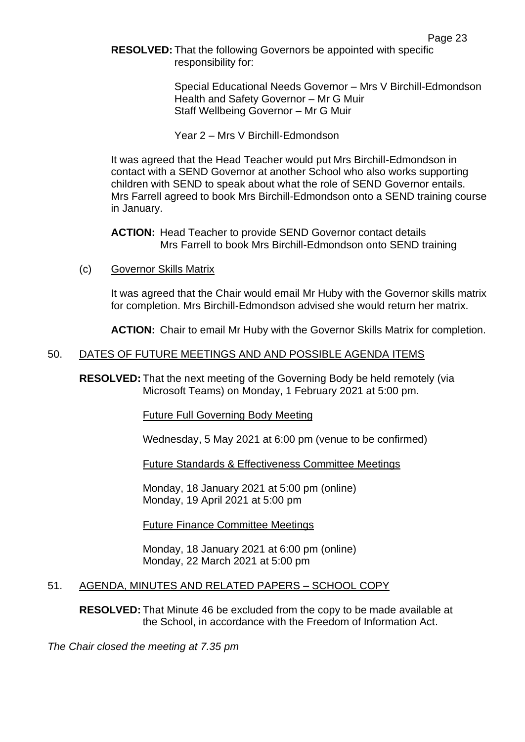**RESOLVED:** That the following Governors be appointed with specific responsibility for:

Special Educational Needs Governor – Mrs V Birchill-Edmondson
Health and Safety Governor – Mr G Muir
Staff Wellbeing Governor – Mr G Muir

Year 2 – Mrs V Birchill-Edmondson

It was agreed that the Head Teacher would put Mrs Birchill-Edmondson in contact with a SEND Governor at another School who also works supporting children with SEND to speak about what the role of SEND Governor entails. Mrs Farrell agreed to book Mrs Birchill-Edmondson onto a SEND training course in January.

**ACTION:** Head Teacher to provide SEND Governor contact details
Mrs Farrell to book Mrs Birchill-Edmondson onto SEND training

(c) Governor Skills Matrix

It was agreed that the Chair would email Mr Huby with the Governor skills matrix for completion. Mrs Birchill-Edmondson advised she would return her matrix.

**ACTION:** Chair to email Mr Huby with the Governor Skills Matrix for completion.

## 50. DATES OF FUTURE MEETINGS AND AND POSSIBLE AGENDA ITEMS

**RESOLVED:** That the next meeting of the Governing Body be held remotely (via Microsoft Teams) on Monday, 1 February 2021 at 5:00 pm.

Future Full Governing Body Meeting

Wednesday, 5 May 2021 at 6:00 pm (venue to be confirmed)

Future Standards & Effectiveness Committee Meetings

Monday, 18 January 2021 at 5:00 pm (online)
Monday, 19 April 2021 at 5:00 pm

Future Finance Committee Meetings

Monday, 18 January 2021 at 6:00 pm (online)
Monday, 22 March 2021 at 5:00 pm

## 51. AGENDA, MINUTES AND RELATED PAPERS – SCHOOL COPY

**RESOLVED:** That Minute 46 be excluded from the copy to be made available at the School, in accordance with the Freedom of Information Act.

*The Chair closed the meeting at 7.35 pm*